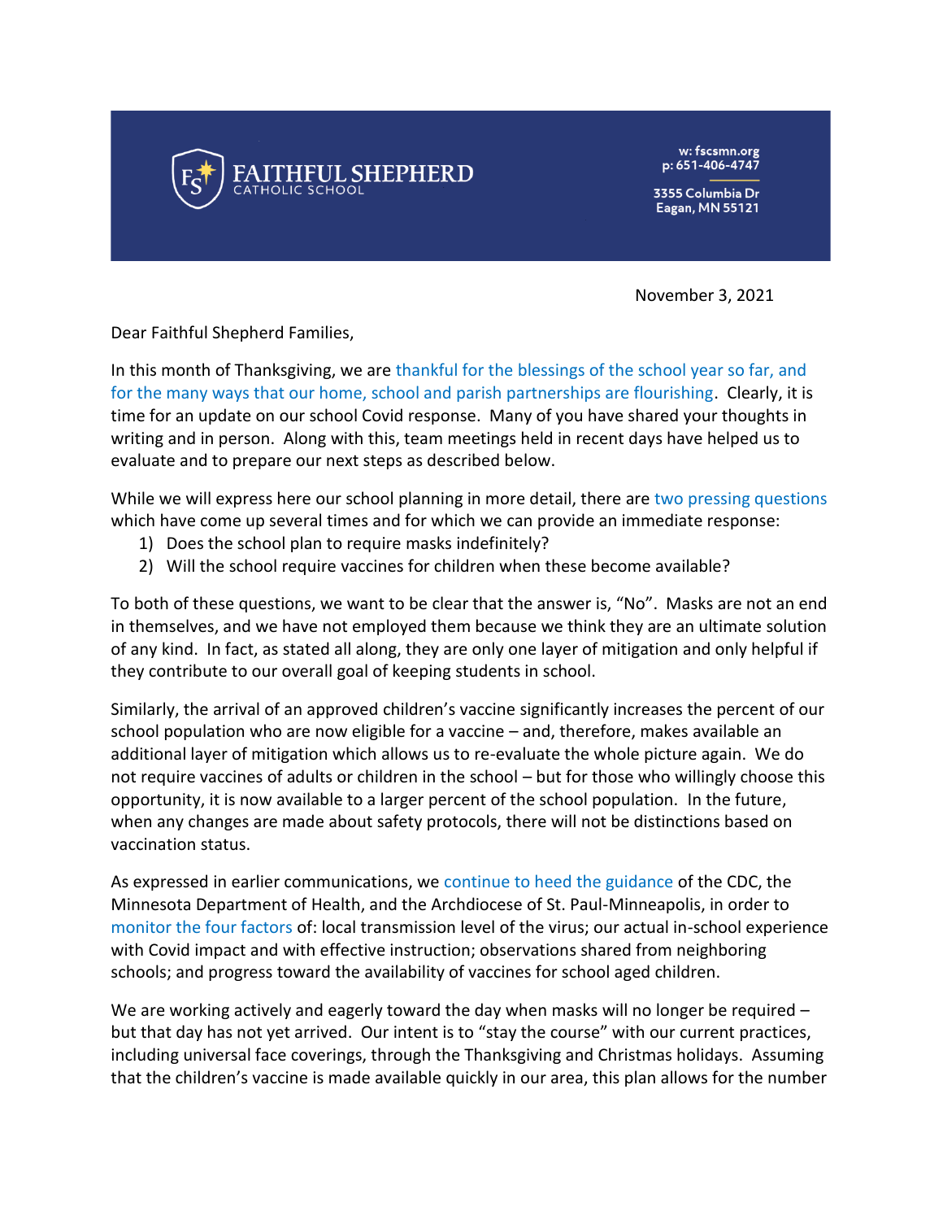**FAITHFUL SHEPHERD**
CATHOLIC SCHOOL

w: fscsmn.org
p: 651-406-4747

3355 Columbia Dr
Eagan, MN 55121

November 3, 2021

Dear Faithful Shepherd Families,

In this month of Thanksgiving, we are thankful for the blessings of the school year so far, and for the many ways that our home, school and parish partnerships are flourishing. Clearly, it is time for an update on our school Covid response. Many of you have shared your thoughts in writing and in person. Along with this, team meetings held in recent days have helped us to evaluate and to prepare our next steps as described below.

While we will express here our school planning in more detail, there are two pressing questions which have come up several times and for which we can provide an immediate response:

1) Does the school plan to require masks indefinitely?
2) Will the school require vaccines for children when these become available?

To both of these questions, we want to be clear that the answer is, "No". Masks are not an end in themselves, and we have not employed them because we think they are an ultimate solution of any kind. In fact, as stated all along, they are only one layer of mitigation and only helpful if they contribute to our overall goal of keeping students in school.

Similarly, the arrival of an approved children's vaccine significantly increases the percent of our school population who are now eligible for a vaccine – and, therefore, makes available an additional layer of mitigation which allows us to re-evaluate the whole picture again. We do not require vaccines of adults or children in the school – but for those who willingly choose this opportunity, it is now available to a larger percent of the school population. In the future, when any changes are made about safety protocols, there will not be distinctions based on vaccination status.

As expressed in earlier communications, we continue to heed the guidance of the CDC, the Minnesota Department of Health, and the Archdiocese of St. Paul-Minneapolis, in order to monitor the four factors of: local transmission level of the virus; our actual in-school experience with Covid impact and with effective instruction; observations shared from neighboring schools; and progress toward the availability of vaccines for school aged children.

We are working actively and eagerly toward the day when masks will no longer be required – but that day has not yet arrived. Our intent is to "stay the course" with our current practices, including universal face coverings, through the Thanksgiving and Christmas holidays. Assuming that the children's vaccine is made available quickly in our area, this plan allows for the number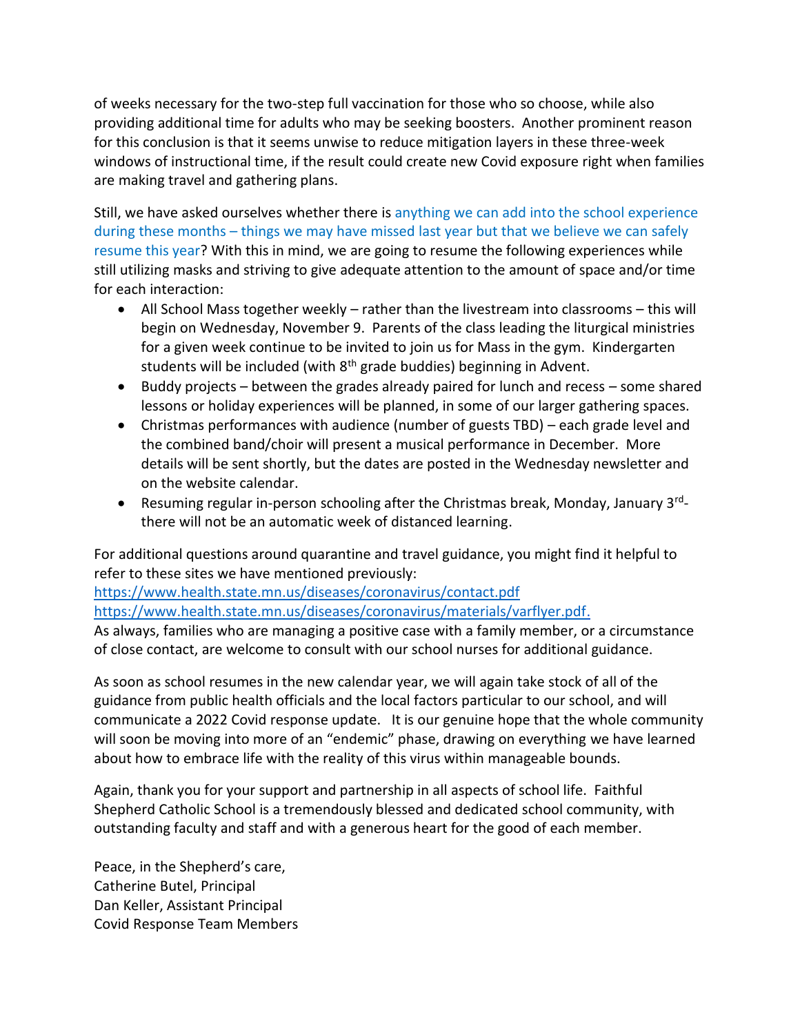of weeks necessary for the two-step full vaccination for those who so choose, while also providing additional time for adults who may be seeking boosters. Another prominent reason for this conclusion is that it seems unwise to reduce mitigation layers in these three-week windows of instructional time, if the result could create new Covid exposure right when families are making travel and gathering plans.

Still, we have asked ourselves whether there is anything we can add into the school experience during these months – things we may have missed last year but that we believe we can safely resume this year? With this in mind, we are going to resume the following experiences while still utilizing masks and striving to give adequate attention to the amount of space and/or time for each interaction:

- All School Mass together weekly – rather than the livestream into classrooms – this will begin on Wednesday, November 9. Parents of the class leading the liturgical ministries for a given week continue to be invited to join us for Mass in the gym. Kindergarten students will be included (with 8th grade buddies) beginning in Advent.
- Buddy projects – between the grades already paired for lunch and recess – some shared lessons or holiday experiences will be planned, in some of our larger gathering spaces.
- Christmas performances with audience (number of guests TBD) – each grade level and the combined band/choir will present a musical performance in December. More details will be sent shortly, but the dates are posted in the Wednesday newsletter and on the website calendar.
- Resuming regular in-person schooling after the Christmas break, Monday, January 3rd- there will not be an automatic week of distanced learning.

For additional questions around quarantine and travel guidance, you might find it helpful to refer to these sites we have mentioned previously:
https://www.health.state.mn.us/diseases/coronavirus/contact.pdf
https://www.health.state.mn.us/diseases/coronavirus/materials/varflyer.pdf.
As always, families who are managing a positive case with a family member, or a circumstance of close contact, are welcome to consult with our school nurses for additional guidance.

As soon as school resumes in the new calendar year, we will again take stock of all of the guidance from public health officials and the local factors particular to our school, and will communicate a 2022 Covid response update. It is our genuine hope that the whole community will soon be moving into more of an "endemic" phase, drawing on everything we have learned about how to embrace life with the reality of this virus within manageable bounds.

Again, thank you for your support and partnership in all aspects of school life. Faithful Shepherd Catholic School is a tremendously blessed and dedicated school community, with outstanding faculty and staff and with a generous heart for the good of each member.

Peace, in the Shepherd's care,
Catherine Butel, Principal
Dan Keller, Assistant Principal
Covid Response Team Members